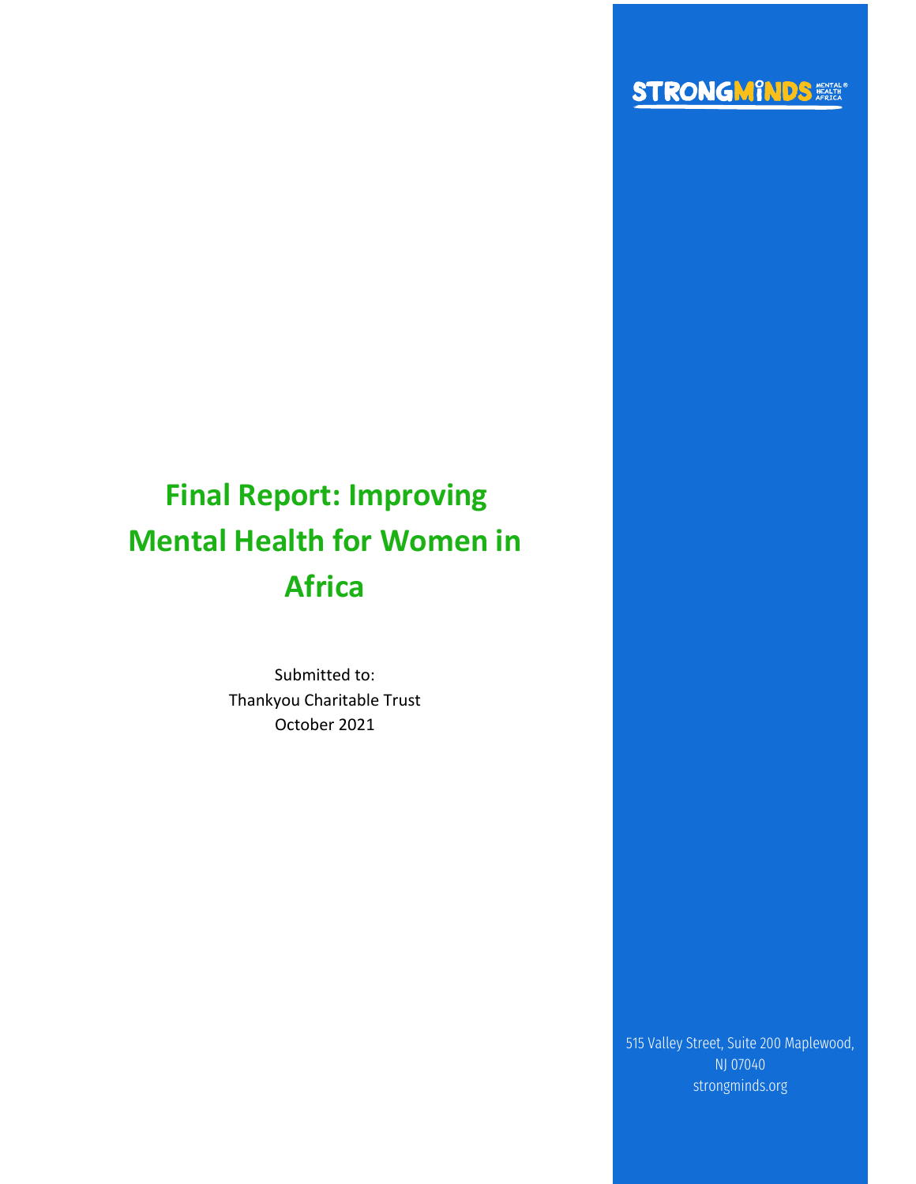STRONGMINDS MENTAL HEALTH AFRICA®

# Final Report: Improving Mental Health for Women in Africa

Submitted to:
Thankyou Charitable Trust
October 2021

515 Valley Street, Suite 200 Maplewood, NJ 07040
strongminds.org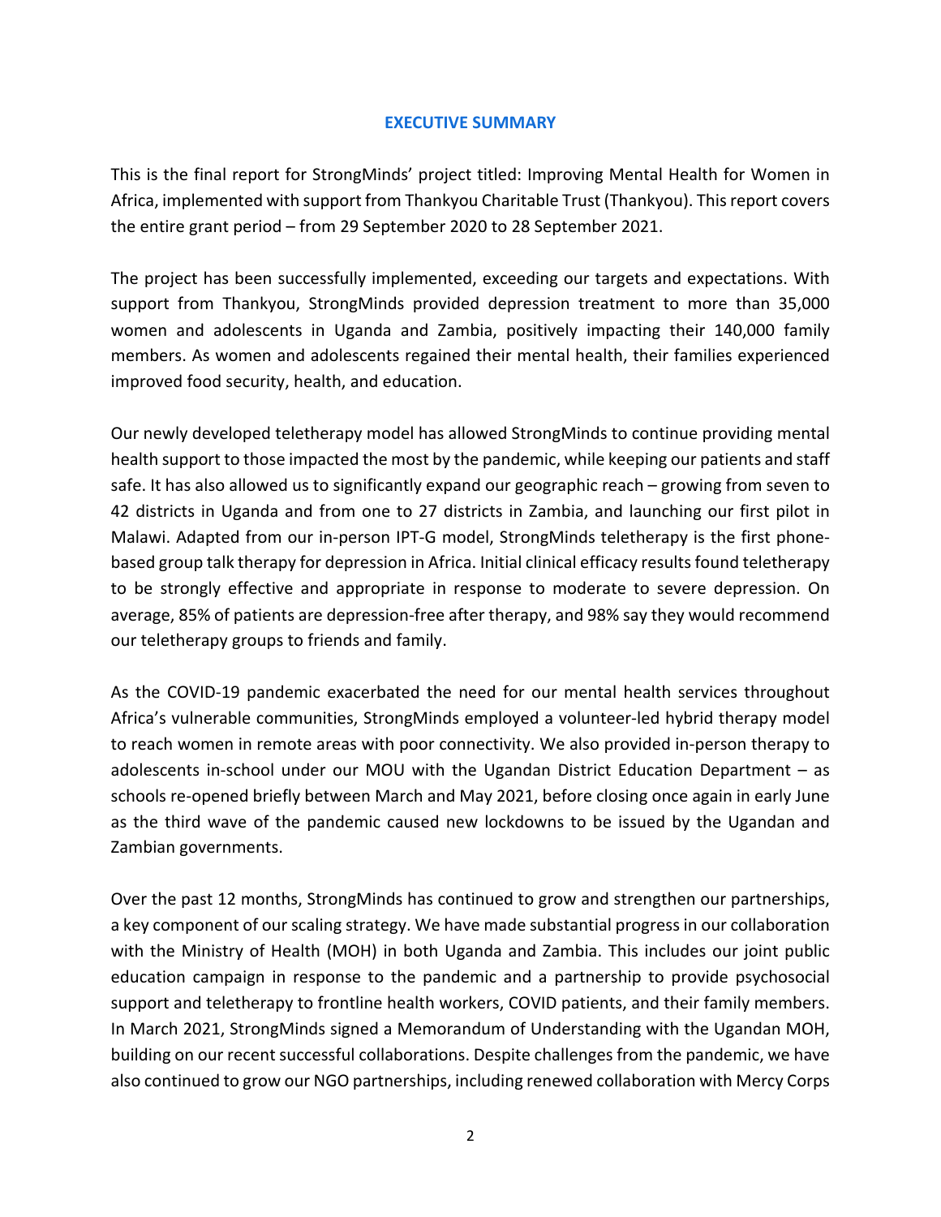## EXECUTIVE SUMMARY

This is the final report for StrongMinds' project titled: Improving Mental Health for Women in Africa, implemented with support from Thankyou Charitable Trust (Thankyou). This report covers the entire grant period – from 29 September 2020 to 28 September 2021.

The project has been successfully implemented, exceeding our targets and expectations. With support from Thankyou, StrongMinds provided depression treatment to more than 35,000 women and adolescents in Uganda and Zambia, positively impacting their 140,000 family members. As women and adolescents regained their mental health, their families experienced improved food security, health, and education.

Our newly developed teletherapy model has allowed StrongMinds to continue providing mental health support to those impacted the most by the pandemic, while keeping our patients and staff safe. It has also allowed us to significantly expand our geographic reach – growing from seven to 42 districts in Uganda and from one to 27 districts in Zambia, and launching our first pilot in Malawi. Adapted from our in-person IPT-G model, StrongMinds teletherapy is the first phone-based group talk therapy for depression in Africa. Initial clinical efficacy results found teletherapy to be strongly effective and appropriate in response to moderate to severe depression. On average, 85% of patients are depression-free after therapy, and 98% say they would recommend our teletherapy groups to friends and family.

As the COVID-19 pandemic exacerbated the need for our mental health services throughout Africa's vulnerable communities, StrongMinds employed a volunteer-led hybrid therapy model to reach women in remote areas with poor connectivity. We also provided in-person therapy to adolescents in-school under our MOU with the Ugandan District Education Department – as schools re-opened briefly between March and May 2021, before closing once again in early June as the third wave of the pandemic caused new lockdowns to be issued by the Ugandan and Zambian governments.

Over the past 12 months, StrongMinds has continued to grow and strengthen our partnerships, a key component of our scaling strategy. We have made substantial progress in our collaboration with the Ministry of Health (MOH) in both Uganda and Zambia. This includes our joint public education campaign in response to the pandemic and a partnership to provide psychosocial support and teletherapy to frontline health workers, COVID patients, and their family members. In March 2021, StrongMinds signed a Memorandum of Understanding with the Ugandan MOH, building on our recent successful collaborations. Despite challenges from the pandemic, we have also continued to grow our NGO partnerships, including renewed collaboration with Mercy Corps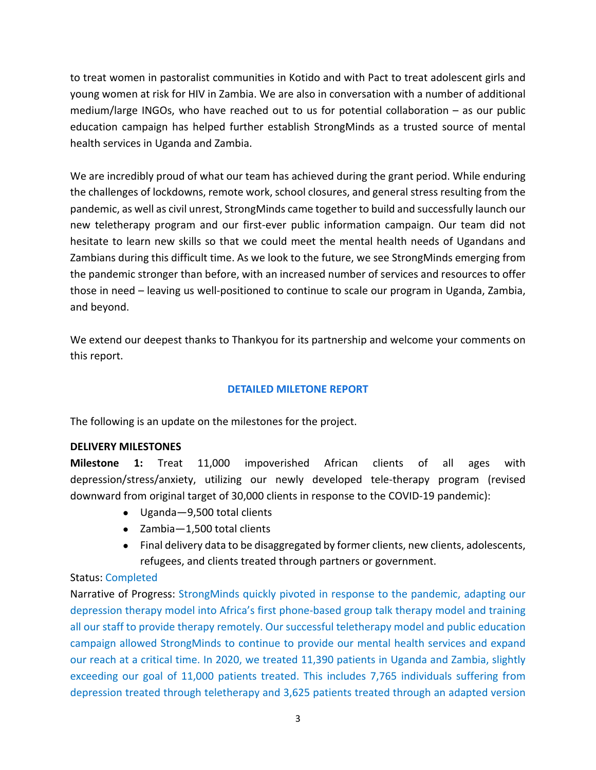to treat women in pastoralist communities in Kotido and with Pact to treat adolescent girls and young women at risk for HIV in Zambia. We are also in conversation with a number of additional medium/large INGOs, who have reached out to us for potential collaboration – as our public education campaign has helped further establish StrongMinds as a trusted source of mental health services in Uganda and Zambia.

We are incredibly proud of what our team has achieved during the grant period. While enduring the challenges of lockdowns, remote work, school closures, and general stress resulting from the pandemic, as well as civil unrest, StrongMinds came together to build and successfully launch our new teletherapy program and our first-ever public information campaign. Our team did not hesitate to learn new skills so that we could meet the mental health needs of Ugandans and Zambians during this difficult time. As we look to the future, we see StrongMinds emerging from the pandemic stronger than before, with an increased number of services and resources to offer those in need – leaving us well-positioned to continue to scale our program in Uganda, Zambia, and beyond.

We extend our deepest thanks to Thankyou for its partnership and welcome your comments on this report.

## DETAILED MILETONE REPORT

The following is an update on the milestones for the project.

**DELIVERY MILESTONES**

**Milestone 1:** Treat 11,000 impoverished African clients of all ages with depression/stress/anxiety, utilizing our newly developed tele-therapy program (revised downward from original target of 30,000 clients in response to the COVID-19 pandemic):

- Uganda—9,500 total clients
- Zambia—1,500 total clients
- Final delivery data to be disaggregated by former clients, new clients, adolescents, refugees, and clients treated through partners or government.

Status: Completed

Narrative of Progress: StrongMinds quickly pivoted in response to the pandemic, adapting our depression therapy model into Africa's first phone-based group talk therapy model and training all our staff to provide therapy remotely. Our successful teletherapy model and public education campaign allowed StrongMinds to continue to provide our mental health services and expand our reach at a critical time. In 2020, we treated 11,390 patients in Uganda and Zambia, slightly exceeding our goal of 11,000 patients treated. This includes 7,765 individuals suffering from depression treated through teletherapy and 3,625 patients treated through an adapted version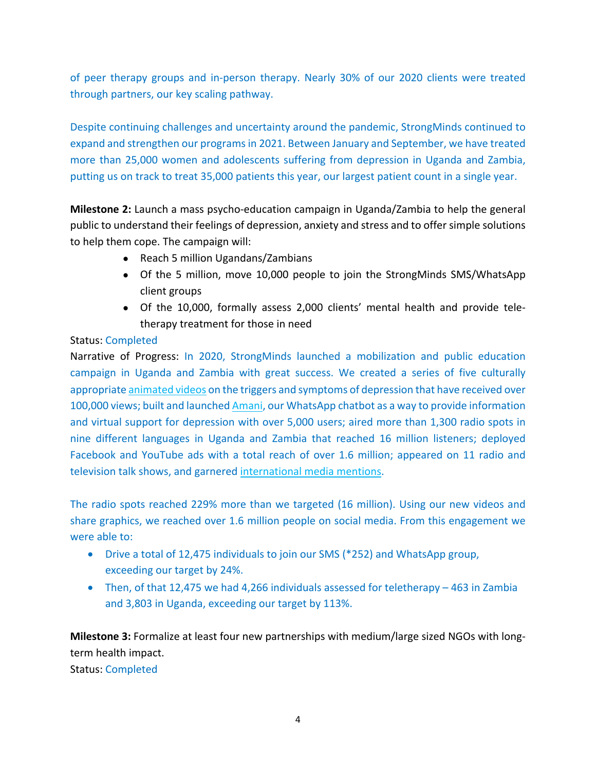of peer therapy groups and in-person therapy. Nearly 30% of our 2020 clients were treated through partners, our key scaling pathway.

Despite continuing challenges and uncertainty around the pandemic, StrongMinds continued to expand and strengthen our programs in 2021. Between January and September, we have treated more than 25,000 women and adolescents suffering from depression in Uganda and Zambia, putting us on track to treat 35,000 patients this year, our largest patient count in a single year.

**Milestone 2:** Launch a mass psycho-education campaign in Uganda/Zambia to help the general public to understand their feelings of depression, anxiety and stress and to offer simple solutions to help them cope. The campaign will:

- Reach 5 million Ugandans/Zambians
- Of the 5 million, move 10,000 people to join the StrongMinds SMS/WhatsApp client groups
- Of the 10,000, formally assess 2,000 clients' mental health and provide tele-therapy treatment for those in need

Status: Completed

Narrative of Progress: In 2020, StrongMinds launched a mobilization and public education campaign in Uganda and Zambia with great success. We created a series of five culturally appropriate animated videos on the triggers and symptoms of depression that have received over 100,000 views; built and launched Amani, our WhatsApp chatbot as a way to provide information and virtual support for depression with over 5,000 users; aired more than 1,300 radio spots in nine different languages in Uganda and Zambia that reached 16 million listeners; deployed Facebook and YouTube ads with a total reach of over 1.6 million; appeared on 11 radio and television talk shows, and garnered international media mentions.

The radio spots reached 229% more than we targeted (16 million). Using our new videos and share graphics, we reached over 1.6 million people on social media. From this engagement we were able to:

- Drive a total of 12,475 individuals to join our SMS (*252) and WhatsApp group, exceeding our target by 24%.
- Then, of that 12,475 we had 4,266 individuals assessed for teletherapy – 463 in Zambia and 3,803 in Uganda, exceeding our target by 113%.

**Milestone 3:** Formalize at least four new partnerships with medium/large sized NGOs with long-term health impact.

Status: Completed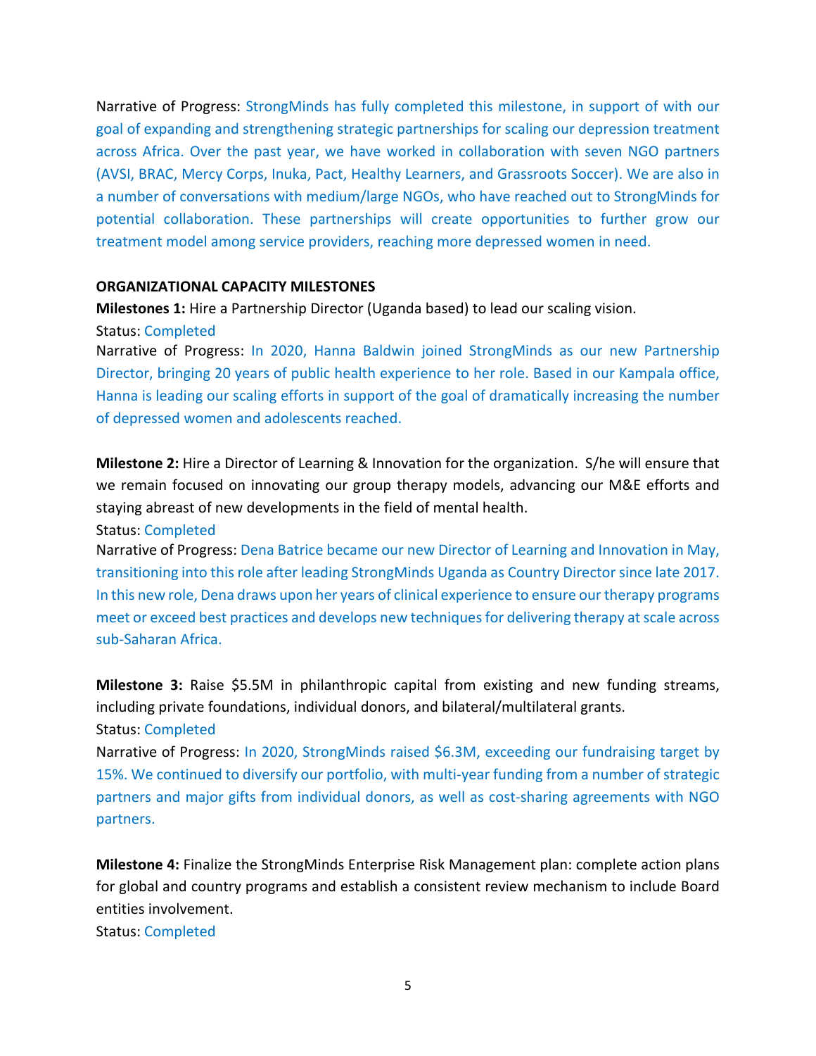Narrative of Progress: StrongMinds has fully completed this milestone, in support of with our goal of expanding and strengthening strategic partnerships for scaling our depression treatment across Africa. Over the past year, we have worked in collaboration with seven NGO partners (AVSI, BRAC, Mercy Corps, Inuka, Pact, Healthy Learners, and Grassroots Soccer). We are also in a number of conversations with medium/large NGOs, who have reached out to StrongMinds for potential collaboration. These partnerships will create opportunities to further grow our treatment model among service providers, reaching more depressed women in need.

**ORGANIZATIONAL CAPACITY MILESTONES**

**Milestones 1:** Hire a Partnership Director (Uganda based) to lead our scaling vision.
Status: Completed
Narrative of Progress: In 2020, Hanna Baldwin joined StrongMinds as our new Partnership Director, bringing 20 years of public health experience to her role. Based in our Kampala office, Hanna is leading our scaling efforts in support of the goal of dramatically increasing the number of depressed women and adolescents reached.

**Milestone 2:** Hire a Director of Learning & Innovation for the organization. S/he will ensure that we remain focused on innovating our group therapy models, advancing our M&E efforts and staying abreast of new developments in the field of mental health.
Status: Completed
Narrative of Progress: Dena Batrice became our new Director of Learning and Innovation in May, transitioning into this role after leading StrongMinds Uganda as Country Director since late 2017. In this new role, Dena draws upon her years of clinical experience to ensure our therapy programs meet or exceed best practices and develops new techniques for delivering therapy at scale across sub-Saharan Africa.

**Milestone 3:** Raise $5.5M in philanthropic capital from existing and new funding streams, including private foundations, individual donors, and bilateral/multilateral grants.
Status: Completed
Narrative of Progress: In 2020, StrongMinds raised $6.3M, exceeding our fundraising target by 15%. We continued to diversify our portfolio, with multi-year funding from a number of strategic partners and major gifts from individual donors, as well as cost-sharing agreements with NGO partners.

**Milestone 4:** Finalize the StrongMinds Enterprise Risk Management plan: complete action plans for global and country programs and establish a consistent review mechanism to include Board entities involvement.
Status: Completed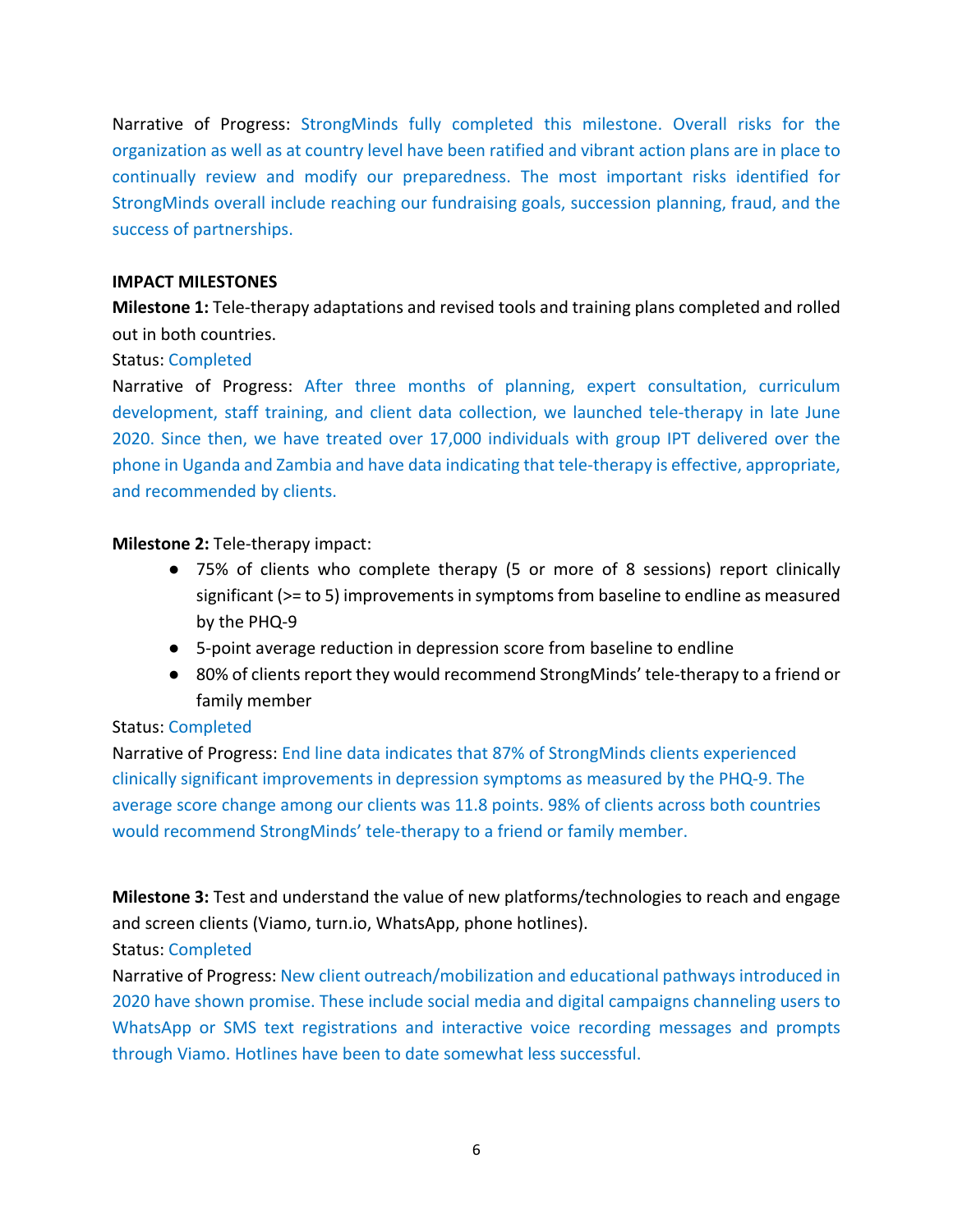Narrative of Progress: StrongMinds fully completed this milestone. Overall risks for the organization as well as at country level have been ratified and vibrant action plans are in place to continually review and modify our preparedness. The most important risks identified for StrongMinds overall include reaching our fundraising goals, succession planning, fraud, and the success of partnerships.

**IMPACT MILESTONES**

**Milestone 1:** Tele-therapy adaptations and revised tools and training plans completed and rolled out in both countries.

Status: Completed

Narrative of Progress: After three months of planning, expert consultation, curriculum development, staff training, and client data collection, we launched tele-therapy in late June 2020. Since then, we have treated over 17,000 individuals with group IPT delivered over the phone in Uganda and Zambia and have data indicating that tele-therapy is effective, appropriate, and recommended by clients.

**Milestone 2:** Tele-therapy impact:

- 75% of clients who complete therapy (5 or more of 8 sessions) report clinically significant (>= to 5) improvements in symptoms from baseline to endline as measured by the PHQ-9
- 5-point average reduction in depression score from baseline to endline
- 80% of clients report they would recommend StrongMinds' tele-therapy to a friend or family member

Status: Completed

Narrative of Progress: End line data indicates that 87% of StrongMinds clients experienced clinically significant improvements in depression symptoms as measured by the PHQ-9. The average score change among our clients was 11.8 points. 98% of clients across both countries would recommend StrongMinds' tele-therapy to a friend or family member.

**Milestone 3:** Test and understand the value of new platforms/technologies to reach and engage and screen clients (Viamo, turn.io, WhatsApp, phone hotlines).

Status: Completed

Narrative of Progress: New client outreach/mobilization and educational pathways introduced in 2020 have shown promise. These include social media and digital campaigns channeling users to WhatsApp or SMS text registrations and interactive voice recording messages and prompts through Viamo. Hotlines have been to date somewhat less successful.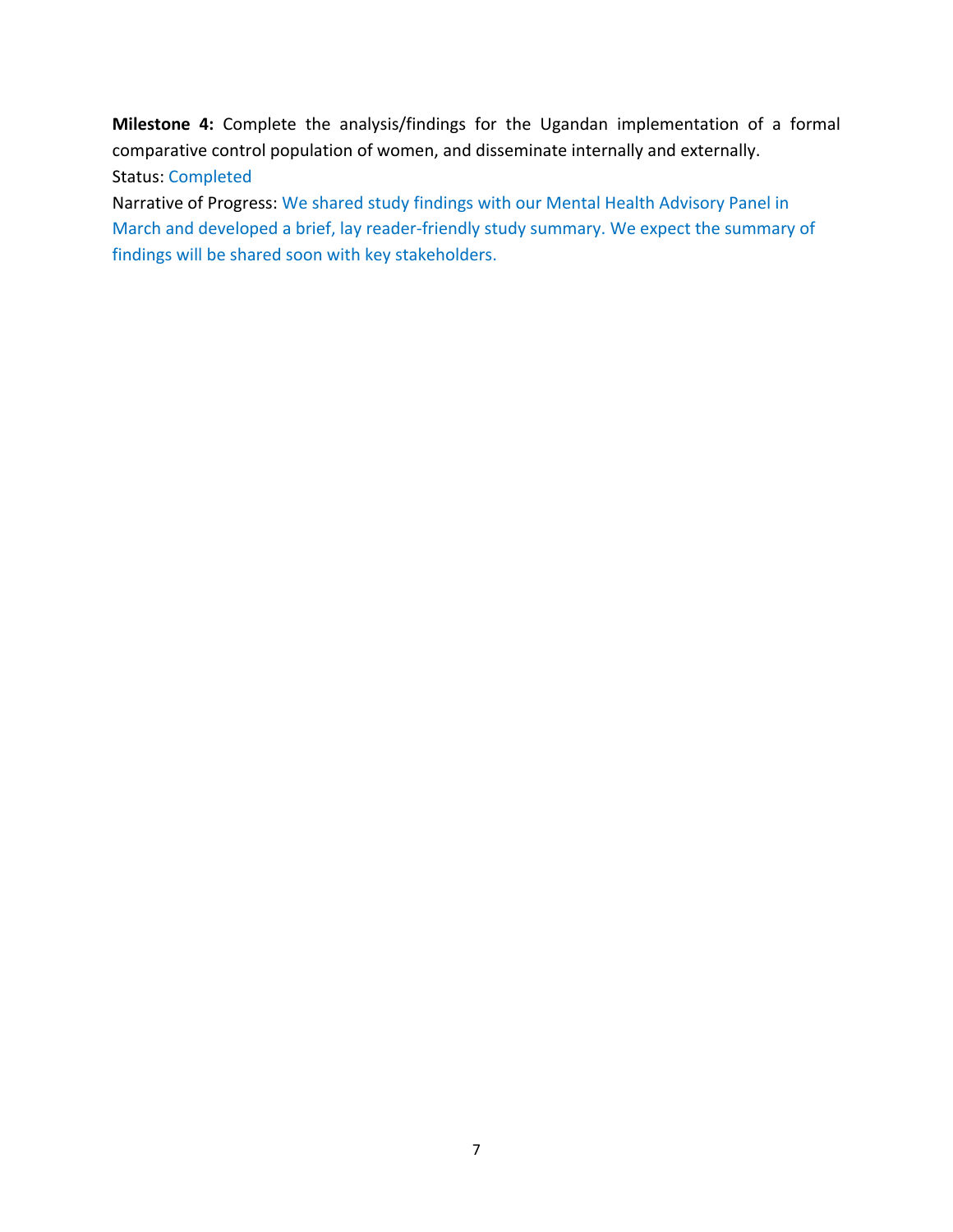**Milestone 4:** Complete the analysis/findings for the Ugandan implementation of a formal comparative control population of women, and disseminate internally and externally.

Status: Completed

Narrative of Progress: We shared study findings with our Mental Health Advisory Panel in March and developed a brief, lay reader-friendly study summary. We expect the summary of findings will be shared soon with key stakeholders.